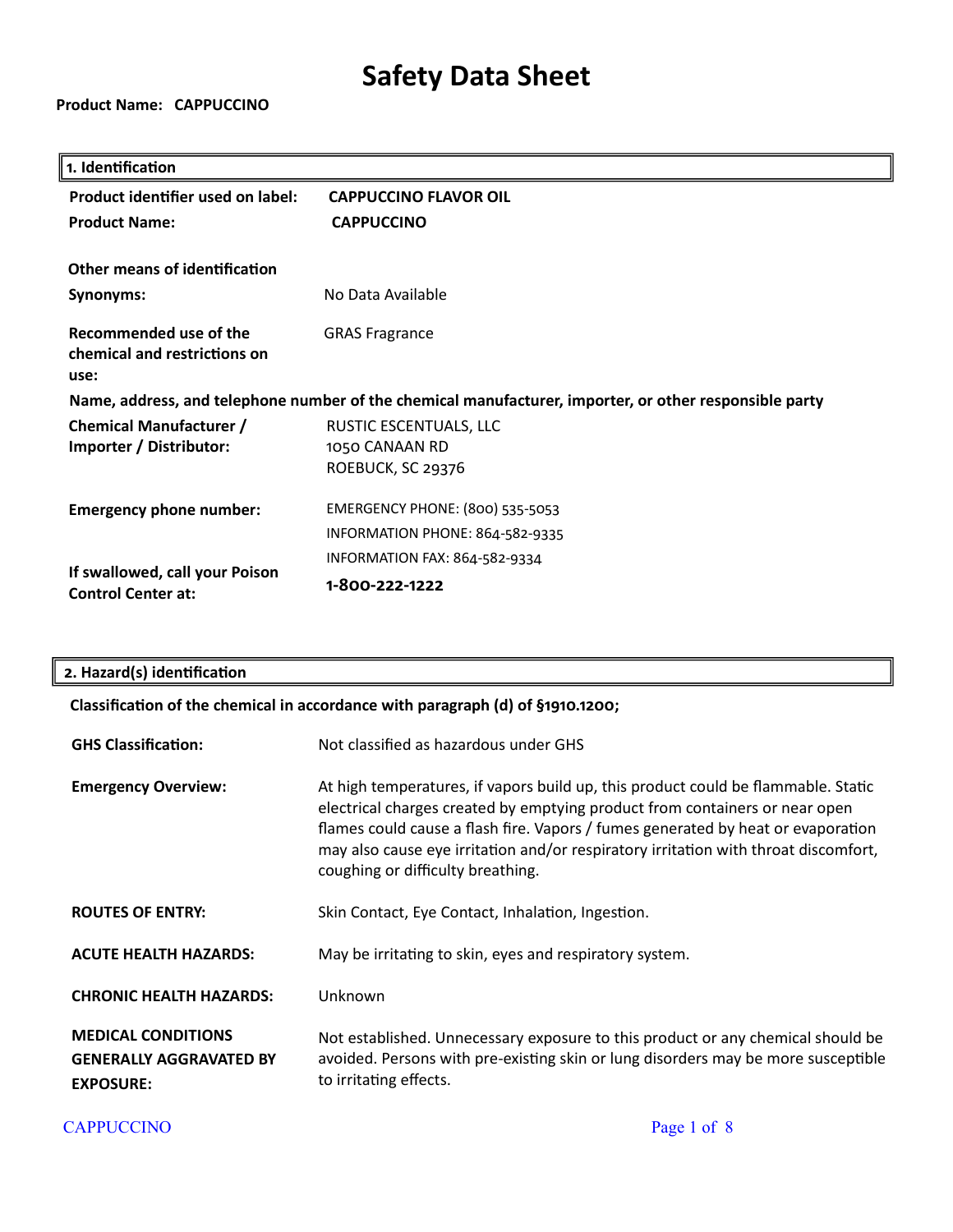# Safety Data Sheet

**Product Name: CAPPUCCINO**

## 1. Identification

| | |
|---|---|
| **Product identifier used on label:** | **CAPPUCCINO FLAVOR OIL** |
| **Product Name:** | **CAPPUCCINO** |

**Other means of identification**

| | |
|---|---|
| **Synonyms:** | No Data Available |
| **Recommended use of the chemical and restrictions on use:** | GRAS Fragrance |

**Name, address, and telephone number of the chemical manufacturer, importer, or other responsible party**

| | |
|---|---|
| **Chemical Manufacturer / Importer / Distributor:** | RUSTIC ESCENTUALS, LLC<br>1050 CANAAN RD<br>ROEBUCK, SC 29376 |
| **Emergency phone number:** | EMERGENCY PHONE: (800) 535-5053<br>INFORMATION PHONE: 864-582-9335<br>INFORMATION FAX: 864-582-9334 |
| **If swallowed, call your Poison Control Center at:** | **1-800-222-1222** |

## 2. Hazard(s) identification

**Classification of the chemical in accordance with paragraph (d) of §1910.1200;**

| | |
|---|---|
| **GHS Classification:** | Not classified as hazardous under GHS |
| **Emergency Overview:** | At high temperatures, if vapors build up, this product could be flammable. Static electrical charges created by emptying product from containers or near open flames could cause a flash fire. Vapors / fumes generated by heat or evaporation may also cause eye irritation and/or respiratory irritation with throat discomfort, coughing or difficulty breathing. |
| **ROUTES OF ENTRY:** | Skin Contact, Eye Contact, Inhalation, Ingestion. |
| **ACUTE HEALTH HAZARDS:** | May be irritating to skin, eyes and respiratory system. |
| **CHRONIC HEALTH HAZARDS:** | Unknown |
| **MEDICAL CONDITIONS GENERALLY AGGRAVATED BY EXPOSURE:** | Not established. Unnecessary exposure to this product or any chemical should be avoided. Persons with pre-existing skin or lung disorders may be more susceptible to irritating effects. |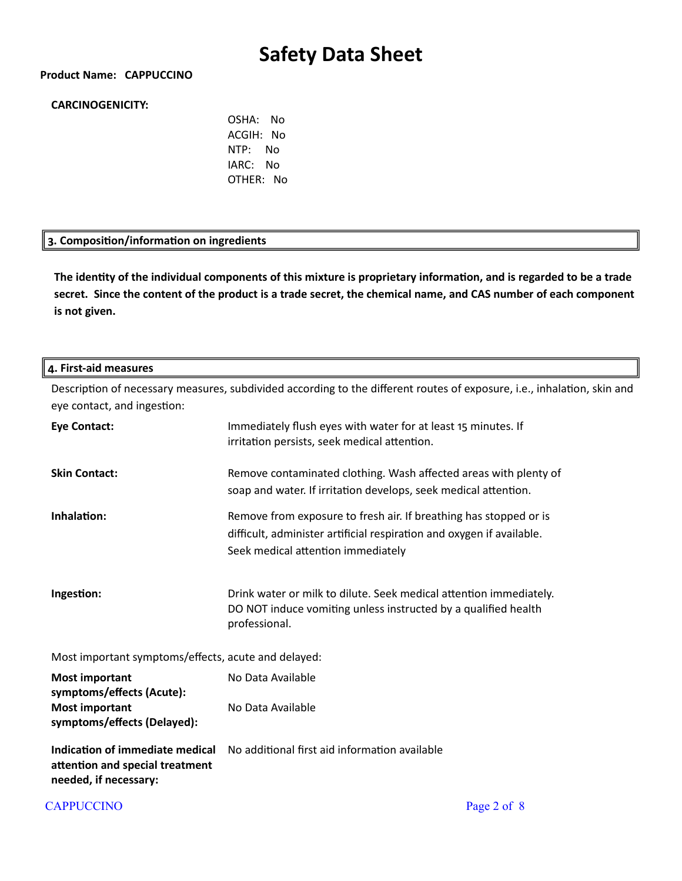# Safety Data Sheet

**Product Name: CAPPUCCINO**

**CARCINOGENICITY:**

OSHA: No
ACGIH: No
NTP: No
IARC: No
OTHER: No

## 3. Composition/information on ingredients

**The identity of the individual components of this mixture is proprietary information, and is regarded to be a trade secret. Since the content of the product is a trade secret, the chemical name, and CAS number of each component is not given.**

## 4. First-aid measures

Description of necessary measures, subdivided according to the different routes of exposure, i.e., inhalation, skin and eye contact, and ingestion:

**Eye Contact:** Immediately flush eyes with water for at least 15 minutes. If irritation persists, seek medical attention.

**Skin Contact:** Remove contaminated clothing. Wash affected areas with plenty of soap and water. If irritation develops, seek medical attention.

**Inhalation:** Remove from exposure to fresh air. If breathing has stopped or is difficult, administer artificial respiration and oxygen if available. Seek medical attention immediately

**Ingestion:** Drink water or milk to dilute. Seek medical attention immediately. DO NOT induce vomiting unless instructed by a qualified health professional.

Most important symptoms/effects, acute and delayed:

**Most important symptoms/effects (Acute):** No Data Available

**Most important symptoms/effects (Delayed):** No Data Available

**Indication of immediate medical attention and special treatment needed, if necessary:** No additional first aid information available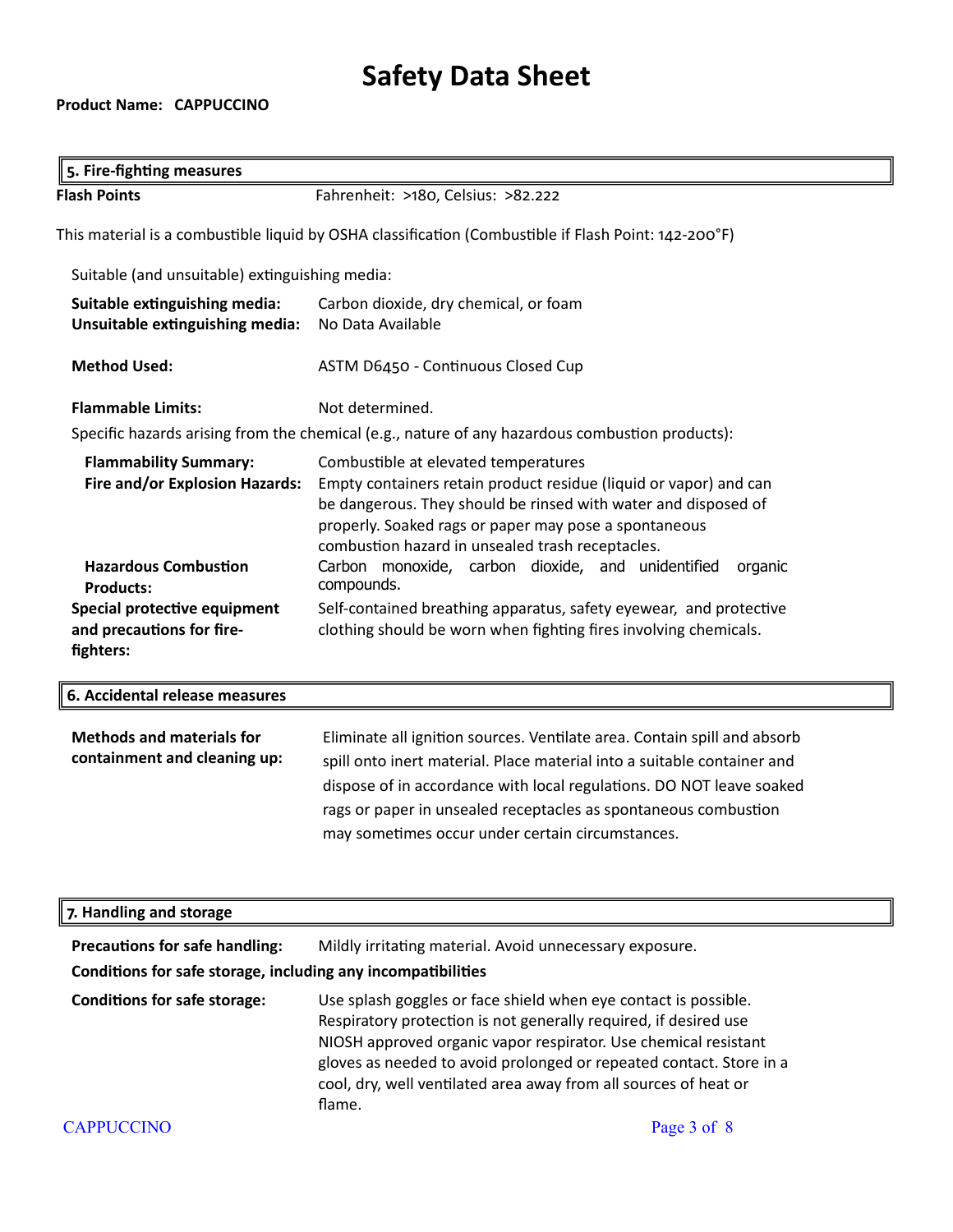# Safety Data Sheet

**Product Name: CAPPUCCINO**

## 5. Fire-fighting measures

**Flash Points** Fahrenheit: >180, Celsius: >82.222

This material is a combustible liquid by OSHA classification (Combustible if Flash Point: 142-200°F)

Suitable (and unsuitable) extinguishing media:

**Suitable extinguishing media:** Carbon dioxide, dry chemical, or foam

**Unsuitable extinguishing media:** No Data Available

**Method Used:** ASTM D6450 - Continuous Closed Cup

**Flammable Limits:** Not determined.

Specific hazards arising from the chemical (e.g., nature of any hazardous combustion products):

**Flammability Summary:** Combustible at elevated temperatures

**Fire and/or Explosion Hazards:** Empty containers retain product residue (liquid or vapor) and can be dangerous. They should be rinsed with water and disposed of properly. Soaked rags or paper may pose a spontaneous combustion hazard in unsealed trash receptacles.

**Hazardous Combustion Products:** Carbon monoxide, carbon dioxide, and unidentified organic compounds.

**Special protective equipment and precautions for fire-fighters:** Self-contained breathing apparatus, safety eyewear, and protective clothing should be worn when fighting fires involving chemicals.

## 6. Accidental release measures

**Methods and materials for containment and cleaning up:** Eliminate all ignition sources. Ventilate area. Contain spill and absorb spill onto inert material. Place material into a suitable container and dispose of in accordance with local regulations. DO NOT leave soaked rags or paper in unsealed receptacles as spontaneous combustion may sometimes occur under certain circumstances.

## 7. Handling and storage

**Precautions for safe handling:** Mildly irritating material. Avoid unnecessary exposure.

**Conditions for safe storage, including any incompatibilities**

**Conditions for safe storage:** Use splash goggles or face shield when eye contact is possible. Respiratory protection is not generally required, if desired use NIOSH approved organic vapor respirator. Use chemical resistant gloves as needed to avoid prolonged or repeated contact. Store in a cool, dry, well ventilated area away from all sources of heat or flame.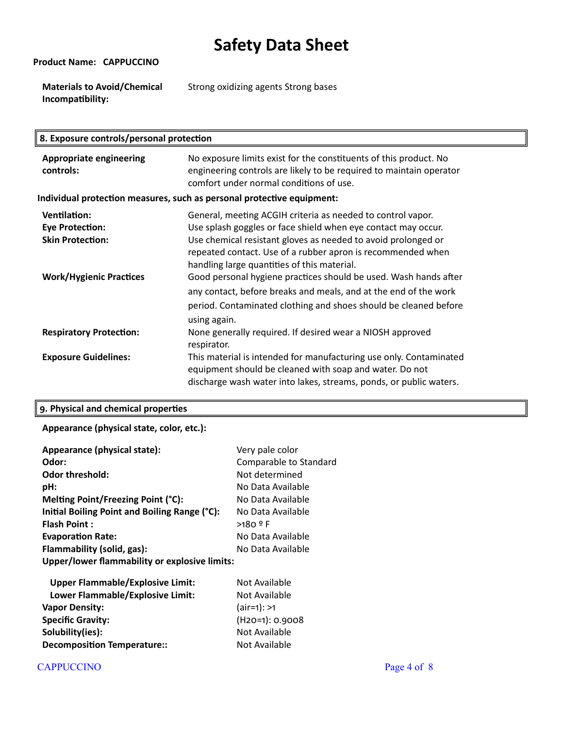# Safety Data Sheet

**Product Name:** CAPPUCCINO

**Materials to Avoid/Chemical Incompatibility:** Strong oxidizing agents Strong bases

## 8. Exposure controls/personal protection

**Appropriate engineering controls:** No exposure limits exist for the constituents of this product. No engineering controls are likely to be required to maintain operator comfort under normal conditions of use.

**Individual protection measures, such as personal protective equipment:**

**Ventilation:** General, meeting ACGIH criteria as needed to control vapor.

**Eye Protection:** Use splash goggles or face shield when eye contact may occur.

**Skin Protection:** Use chemical resistant gloves as needed to avoid prolonged or repeated contact. Use of a rubber apron is recommended when handling large quantities of this material.

**Work/Hygienic Practices** Good personal hygiene practices should be used. Wash hands after any contact, before breaks and meals, and at the end of the work period. Contaminated clothing and shoes should be cleaned before using again.

**Respiratory Protection:** None generally required. If desired wear a NIOSH approved respirator.

**Exposure Guidelines:** This material is intended for manufacturing use only. Contaminated equipment should be cleaned with soap and water. Do not discharge wash water into lakes, streams, ponds, or public waters.

## 9. Physical and chemical properties

**Appearance (physical state, color, etc.):**

| | |
|---|---|
| **Appearance (physical state):** | Very pale color |
| **Odor:** | Comparable to Standard |
| **Odor threshold:** | Not determined |
| **pH:** | No Data Available |
| **Melting Point/Freezing Point (°C):** | No Data Available |
| **Initial Boiling Point and Boiling Range (°C):** | No Data Available |
| **Flash Point :** | >180 º F |
| **Evaporation Rate:** | No Data Available |
| **Flammability (solid, gas):** | No Data Available |
| **Upper/lower flammability or explosive limits:** | |
| **Upper Flammable/Explosive Limit:** | Not Available |
| **Lower Flammable/Explosive Limit:** | Not Available |
| **Vapor Density:** | (air=1): >1 |
| **Specific Gravity:** | ($H_2O$=1): 0.9008 |
| **Solubility(ies):** | Not Available |
| **Decomposition Temperature::** | Not Available |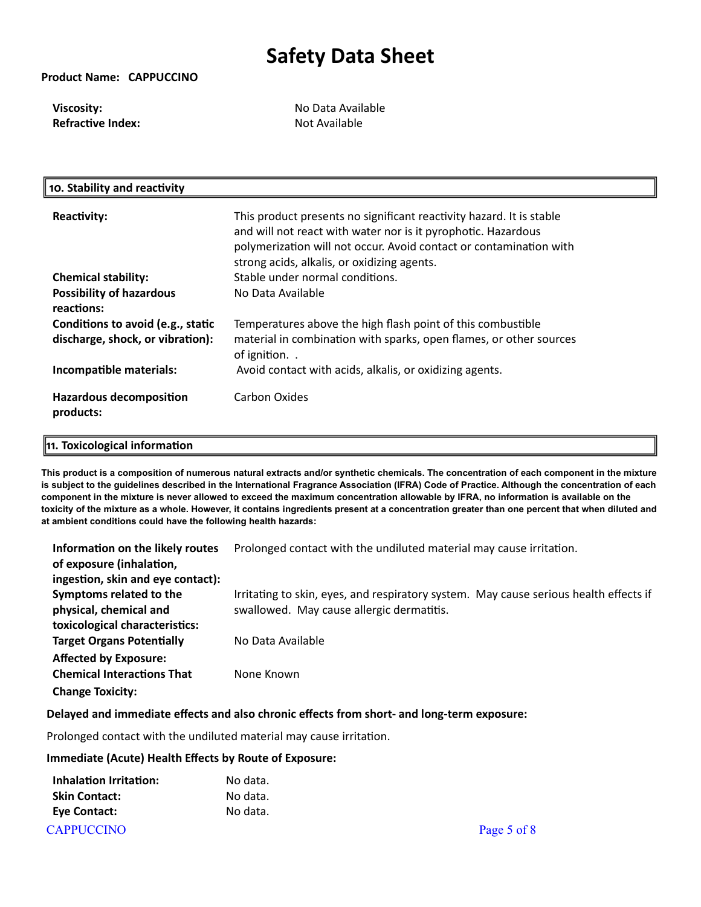**Viscosity:** No Data Available
**Refractive Index:** Not Available

## 10. Stability and reactivity

| | |
|---|---|
| **Reactivity:** | This product presents no significant reactivity hazard. It is stable and will not react with water nor is it pyrophotic. Hazardous polymerization will not occur. Avoid contact or contamination with strong acids, alkalis, or oxidizing agents. |
| **Chemical stability:** | Stable under normal conditions. |
| **Possibility of hazardous reactions:** | No Data Available |
| **Conditions to avoid (e.g., static discharge, shock, or vibration):** | Temperatures above the high flash point of this combustible material in combination with sparks, open flames, or other sources of ignition. . |
| **Incompatible materials:** | Avoid contact with acids, alkalis, or oxidizing agents. |
| **Hazardous decomposition products:** | Carbon Oxides |

## 11. Toxicological information

**This product is a composition of numerous natural extracts and/or synthetic chemicals. The concentration of each component in the mixture is subject to the guidelines described in the International Fragrance Association (IFRA) Code of Practice. Although the concentration of each component in the mixture is never allowed to exceed the maximum concentration allowable by IFRA, no information is available on the toxicity of the mixture as a whole. However, it contains ingredients present at a concentration greater than one percent that when diluted and at ambient conditions could have the following health hazards:**

| | |
|---|---|
| **Information on the likely routes of exposure (inhalation, ingestion, skin and eye contact):** | Prolonged contact with the undiluted material may cause irritation. |
| **Symptoms related to the physical, chemical and toxicological characteristics:** | Irritating to skin, eyes, and respiratory system. May cause serious health effects if swallowed. May cause allergic dermatitis. |
| **Target Organs Potentially Affected by Exposure:** | No Data Available |
| **Chemical Interactions That Change Toxicity:** | None Known |

**Delayed and immediate effects and also chronic effects from short- and long-term exposure:**

Prolonged contact with the undiluted material may cause irritation.

**Immediate (Acute) Health Effects by Route of Exposure:**

| | |
|---|---|
| **Inhalation Irritation:** | No data. |
| **Skin Contact:** | No data. |
| **Eye Contact:** | No data. |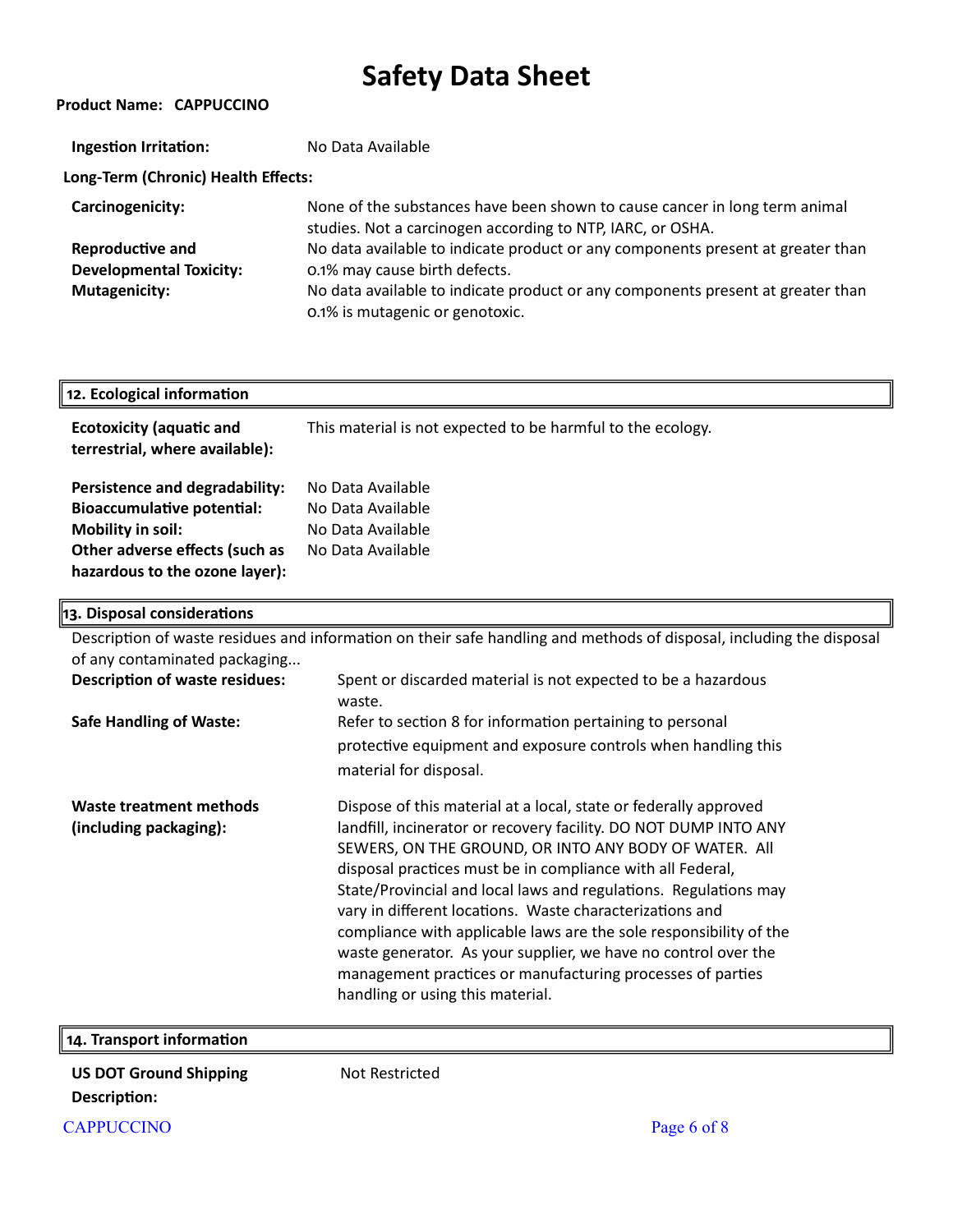**Ingestion Irritation:** No Data Available

**Long-Term (Chronic) Health Effects:**

| | |
|---|---|
| **Carcinogenicity:** | None of the substances have been shown to cause cancer in long term animal studies. Not a carcinogen according to NTP, IARC, or OSHA. |
| **Reproductive and Developmental Toxicity:** | No data available to indicate product or any components present at greater than 0.1% may cause birth defects. |
| **Mutagenicity:** | No data available to indicate product or any components present at greater than 0.1% is mutagenic or genotoxic. |

## 12. Ecological information

| | |
|---|---|
| **Ecotoxicity (aquatic and terrestrial, where available):** | This material is not expected to be harmful to the ecology. |
| **Persistence and degradability:** | No Data Available |
| **Bioaccumulative potential:** | No Data Available |
| **Mobility in soil:** | No Data Available |
| **Other adverse effects (such as hazardous to the ozone layer):** | No Data Available |

## 13. Disposal considerations

Description of waste residues and information on their safe handling and methods of disposal, including the disposal of any contaminated packaging...

| | |
|---|---|
| **Description of waste residues:** | Spent or discarded material is not expected to be a hazardous waste. |
| **Safe Handling of Waste:** | Refer to section 8 for information pertaining to personal protective equipment and exposure controls when handling this material for disposal. |
| **Waste treatment methods (including packaging):** | Dispose of this material at a local, state or federally approved landfill, incinerator or recovery facility. DO NOT DUMP INTO ANY SEWERS, ON THE GROUND, OR INTO ANY BODY OF WATER. All disposal practices must be in compliance with all Federal, State/Provincial and local laws and regulations. Regulations may vary in different locations. Waste characterizations and compliance with applicable laws are the sole responsibility of the waste generator. As your supplier, we have no control over the management practices or manufacturing processes of parties handling or using this material. |

## 14. Transport information

| | |
|---|---|
| **US DOT Ground Shipping Description:** | Not Restricted |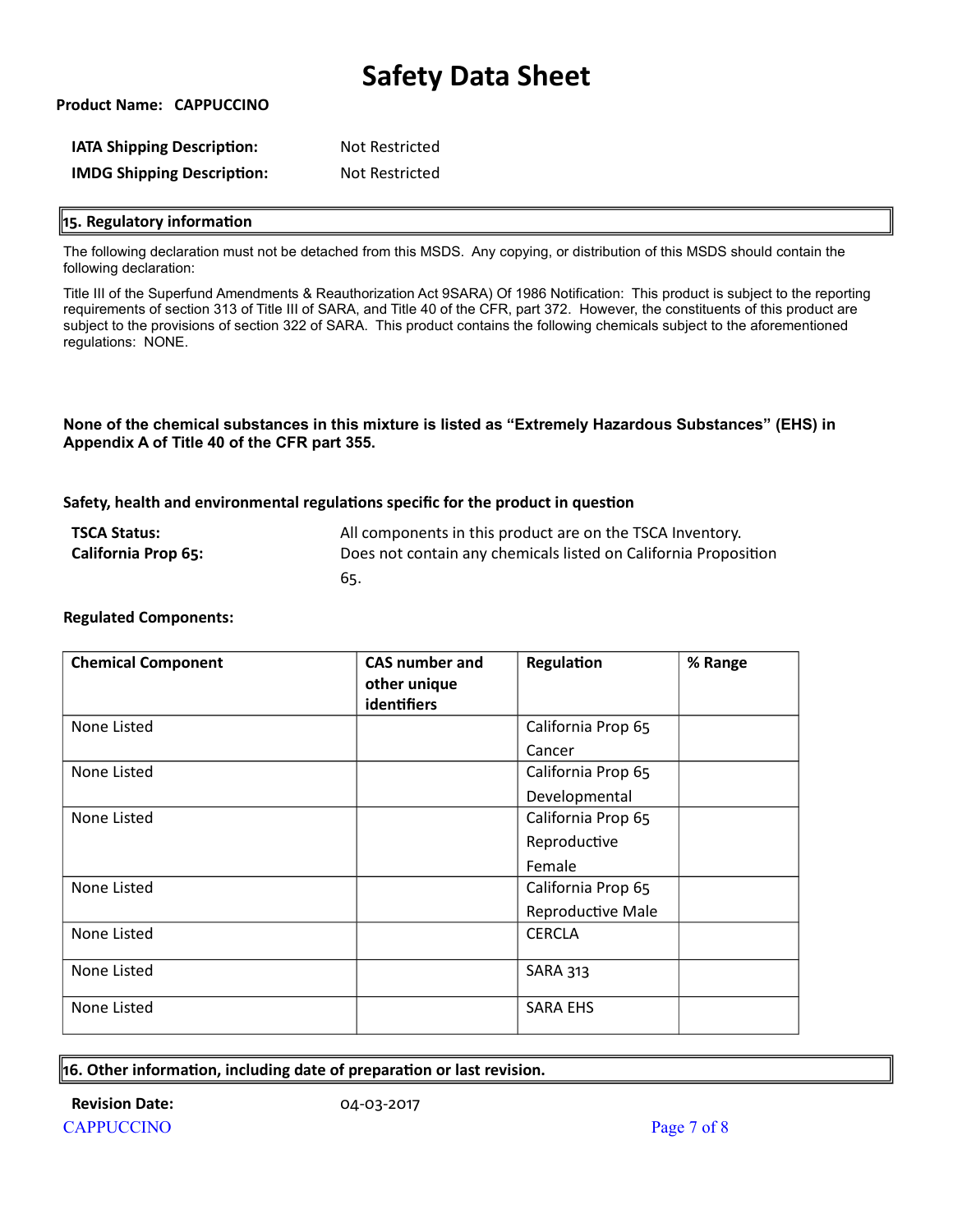# Safety Data Sheet

**Product Name: CAPPUCCINO**

| | |
|---|---|
| **IATA Shipping Description:** | Not Restricted |
| **IMDG Shipping Description:** | Not Restricted |

## 15. Regulatory information

The following declaration must not be detached from this MSDS. Any copying, or distribution of this MSDS should contain the following declaration:

Title III of the Superfund Amendments & Reauthorization Act 9SARA) Of 1986 Notification: This product is subject to the reporting requirements of section 313 of Title III of SARA, and Title 40 of the CFR, part 372. However, the constituents of this product are subject to the provisions of section 322 of SARA. This product contains the following chemicals subject to the aforementioned regulations: NONE.

**None of the chemical substances in this mixture is listed as "Extremely Hazardous Substances" (EHS) in Appendix A of Title 40 of the CFR part 355.**

**Safety, health and environmental regulations specific for the product in question**

| | |
|---|---|
| **TSCA Status:** | All components in this product are on the TSCA Inventory. |
| **California Prop 65:** | Does not contain any chemicals listed on California Proposition 65. |

**Regulated Components:**

| Chemical Component | CAS number and other unique identifiers | Regulation | % Range |
|---|---|---|---|
| None Listed | | California Prop 65 Cancer | |
| None Listed | | California Prop 65 Developmental | |
| None Listed | | California Prop 65 Reproductive Female | |
| None Listed | | California Prop 65 Reproductive Male | |
| None Listed | | CERCLA | |
| None Listed | | SARA 313 | |
| None Listed | | SARA EHS | |

## 16. Other information, including date of preparation or last revision.

**Revision Date:** 04-03-2017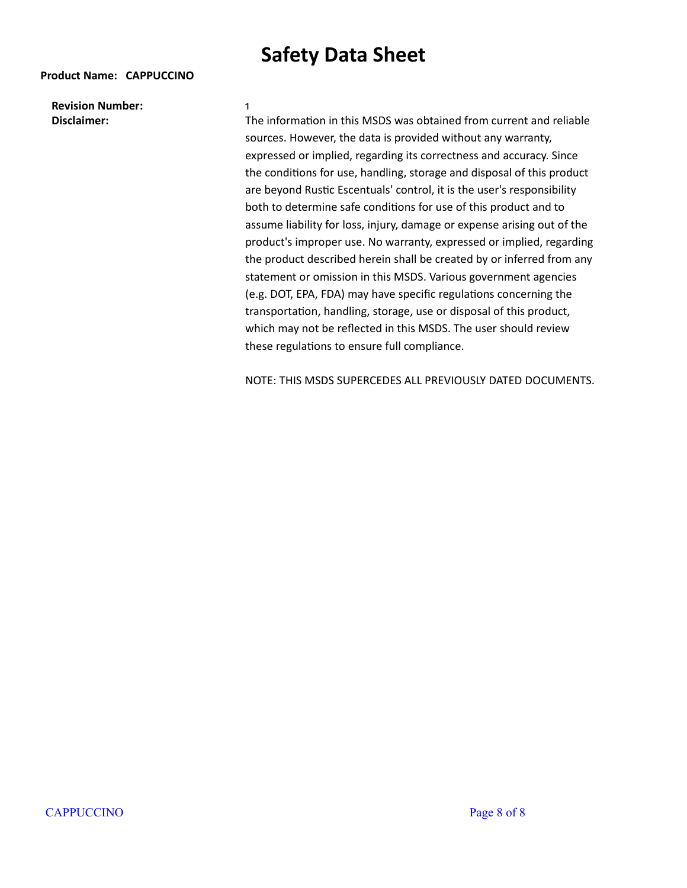# Safety Data Sheet

**Product Name: CAPPUCCINO**

**Revision Number:** 1

**Disclaimer:** The information in this MSDS was obtained from current and reliable sources. However, the data is provided without any warranty, expressed or implied, regarding its correctness and accuracy. Since the conditions for use, handling, storage and disposal of this product are beyond Rustic Escentuals' control, it is the user's responsibility both to determine safe conditions for use of this product and to assume liability for loss, injury, damage or expense arising out of the product's improper use. No warranty, expressed or implied, regarding the product described herein shall be created by or inferred from any statement or omission in this MSDS. Various government agencies (e.g. DOT, EPA, FDA) may have specific regulations concerning the transportation, handling, storage, use or disposal of this product, which may not be reflected in this MSDS. The user should review these regulations to ensure full compliance.

NOTE: THIS MSDS SUPERCEDES ALL PREVIOUSLY DATED DOCUMENTS.